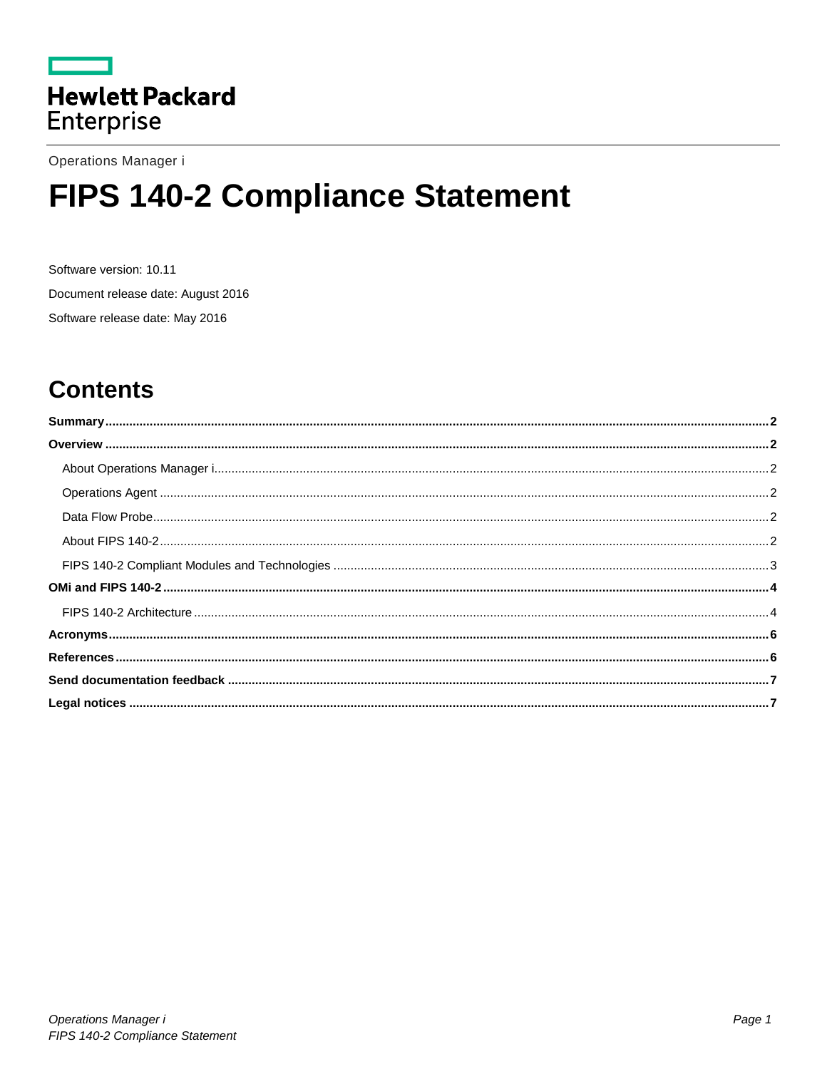Hewlett Packard Enterprise

Operations Manager i

# FIPS 140-2 Compliance Statement

Software version: 10.11

Document release date: August 2016

Software release date: May 2016

## Contents

**Summary** ..... 2

**Overview** ..... 2

- About Operations Manager i ..... 2
- Operations Agent ..... 2
- Data Flow Probe ..... 2
- About FIPS 140-2 ..... 2
- FIPS 140-2 Compliant Modules and Technologies ..... 3

**OMi and FIPS 140-2** ..... 4

- FIPS 140-2 Architecture ..... 4

**Acronyms** ..... 6

**References** ..... 6

**Send documentation feedback** ..... 7

**Legal notices** ..... 7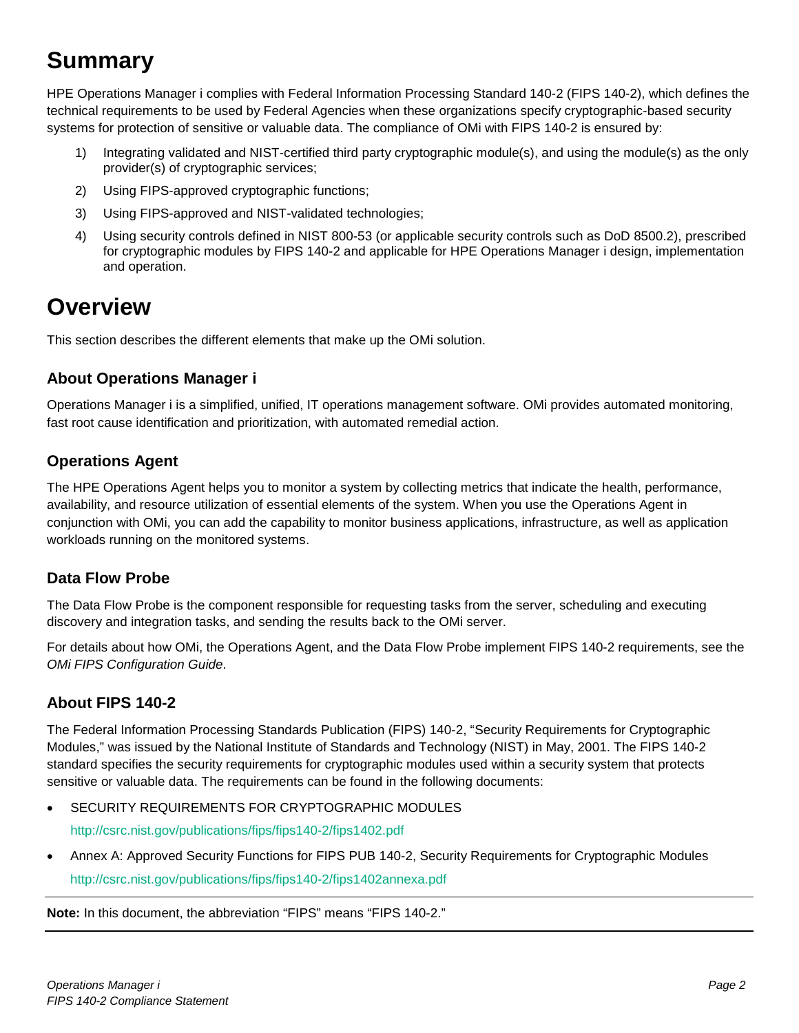# Summary

HPE Operations Manager i complies with Federal Information Processing Standard 140-2 (FIPS 140-2), which defines the technical requirements to be used by Federal Agencies when these organizations specify cryptographic-based security systems for protection of sensitive or valuable data. The compliance of OMi with FIPS 140-2 is ensured by:

1) Integrating validated and NIST-certified third party cryptographic module(s), and using the module(s) as the only provider(s) of cryptographic services;
2) Using FIPS-approved cryptographic functions;
3) Using FIPS-approved and NIST-validated technologies;
4) Using security controls defined in NIST 800-53 (or applicable security controls such as DoD 8500.2), prescribed for cryptographic modules by FIPS 140-2 and applicable for HPE Operations Manager i design, implementation and operation.

# Overview

This section describes the different elements that make up the OMi solution.

## About Operations Manager i

Operations Manager i is a simplified, unified, IT operations management software. OMi provides automated monitoring, fast root cause identification and prioritization, with automated remedial action.

## Operations Agent

The HPE Operations Agent helps you to monitor a system by collecting metrics that indicate the health, performance, availability, and resource utilization of essential elements of the system. When you use the Operations Agent in conjunction with OMi, you can add the capability to monitor business applications, infrastructure, as well as application workloads running on the monitored systems.

## Data Flow Probe

The Data Flow Probe is the component responsible for requesting tasks from the server, scheduling and executing discovery and integration tasks, and sending the results back to the OMi server.

For details about how OMi, the Operations Agent, and the Data Flow Probe implement FIPS 140-2 requirements, see the *OMi FIPS Configuration Guide*.

## About FIPS 140-2

The Federal Information Processing Standards Publication (FIPS) 140-2, “Security Requirements for Cryptographic Modules,” was issued by the National Institute of Standards and Technology (NIST) in May, 2001. The FIPS 140-2 standard specifies the security requirements for cryptographic modules used within a security system that protects sensitive or valuable data. The requirements can be found in the following documents:

- SECURITY REQUIREMENTS FOR CRYPTOGRAPHIC MODULES

  http://csrc.nist.gov/publications/fips/fips140-2/fips1402.pdf

- Annex A: Approved Security Functions for FIPS PUB 140-2, Security Requirements for Cryptographic Modules

  http://csrc.nist.gov/publications/fips/fips140-2/fips1402annexa.pdf

---

**Note:** In this document, the abbreviation “FIPS” means “FIPS 140-2.”

---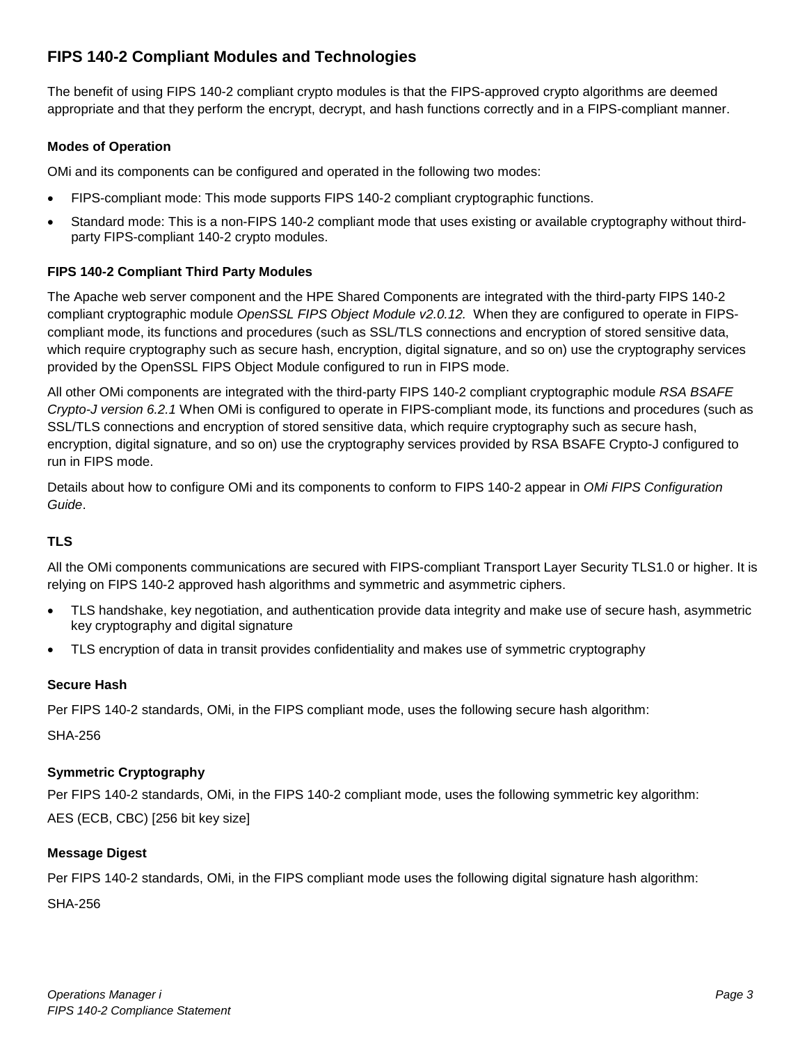## FIPS 140-2 Compliant Modules and Technologies

The benefit of using FIPS 140-2 compliant crypto modules is that the FIPS-approved crypto algorithms are deemed appropriate and that they perform the encrypt, decrypt, and hash functions correctly and in a FIPS-compliant manner.

### Modes of Operation

OMi and its components can be configured and operated in the following two modes:

- FIPS-compliant mode: This mode supports FIPS 140-2 compliant cryptographic functions.
- Standard mode: This is a non-FIPS 140-2 compliant mode that uses existing or available cryptography without third-party FIPS-compliant 140-2 crypto modules.

### FIPS 140-2 Compliant Third Party Modules

The Apache web server component and the HPE Shared Components are integrated with the third-party FIPS 140-2 compliant cryptographic module *OpenSSL FIPS Object Module v2.0.12.* When they are configured to operate in FIPS-compliant mode, its functions and procedures (such as SSL/TLS connections and encryption of stored sensitive data, which require cryptography such as secure hash, encryption, digital signature, and so on) use the cryptography services provided by the OpenSSL FIPS Object Module configured to run in FIPS mode.

All other OMi components are integrated with the third-party FIPS 140-2 compliant cryptographic module *RSA BSAFE Crypto-J version 6.2.1* When OMi is configured to operate in FIPS-compliant mode, its functions and procedures (such as SSL/TLS connections and encryption of stored sensitive data, which require cryptography such as secure hash, encryption, digital signature, and so on) use the cryptography services provided by RSA BSAFE Crypto-J configured to run in FIPS mode.

Details about how to configure OMi and its components to conform to FIPS 140-2 appear in *OMi FIPS Configuration Guide*.

### TLS

All the OMi components communications are secured with FIPS-compliant Transport Layer Security TLS1.0 or higher. It is relying on FIPS 140-2 approved hash algorithms and symmetric and asymmetric ciphers.

- TLS handshake, key negotiation, and authentication provide data integrity and make use of secure hash, asymmetric key cryptography and digital signature
- TLS encryption of data in transit provides confidentiality and makes use of symmetric cryptography

### Secure Hash

Per FIPS 140-2 standards, OMi, in the FIPS compliant mode, uses the following secure hash algorithm:

SHA-256

### Symmetric Cryptography

Per FIPS 140-2 standards, OMi, in the FIPS 140-2 compliant mode, uses the following symmetric key algorithm:

AES (ECB, CBC) [256 bit key size]

### Message Digest

Per FIPS 140-2 standards, OMi, in the FIPS compliant mode uses the following digital signature hash algorithm:

SHA-256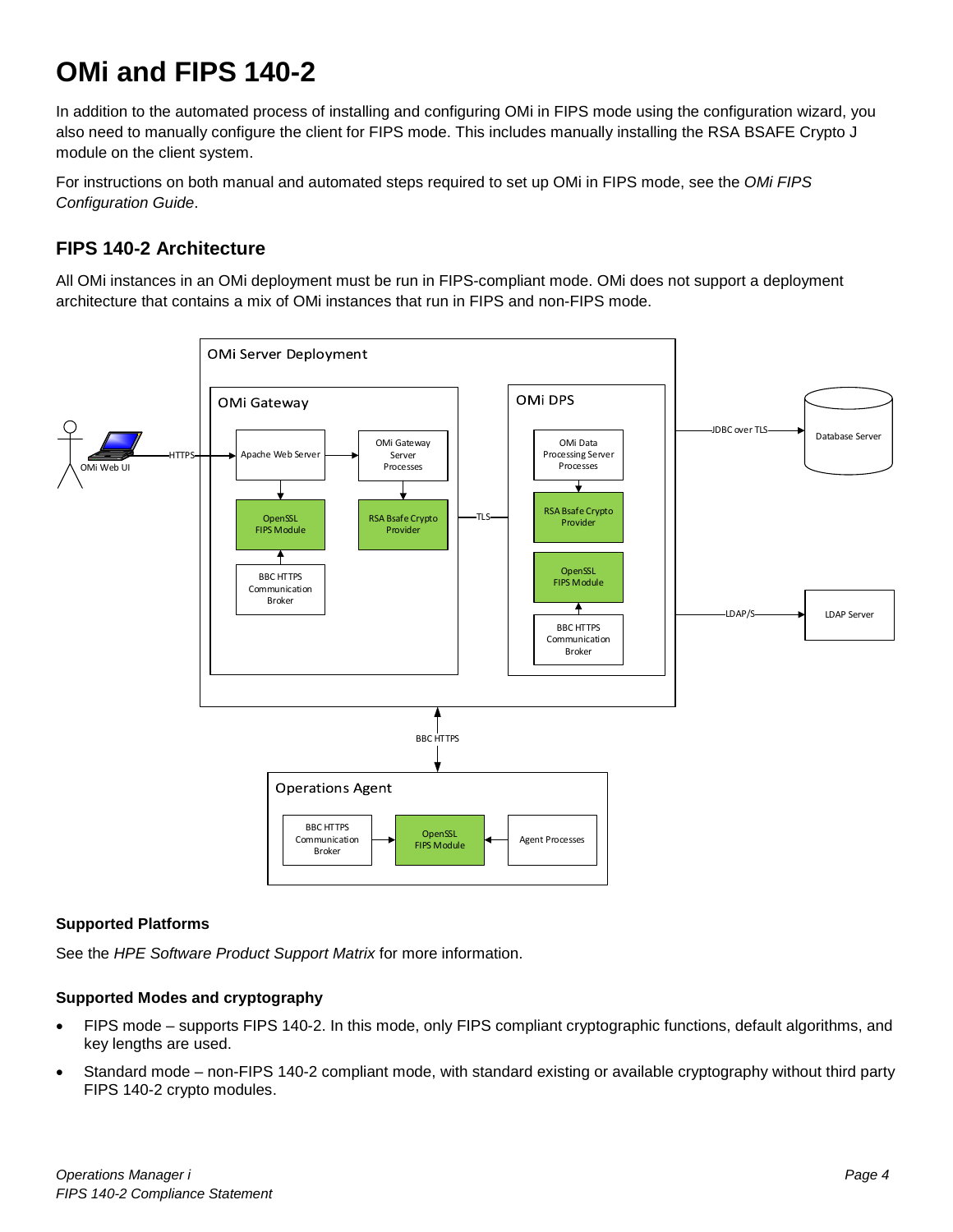# OMi and FIPS 140-2

In addition to the automated process of installing and configuring OMi in FIPS mode using the configuration wizard, you also need to manually configure the client for FIPS mode. This includes manually installing the RSA BSAFE Crypto J module on the client system.

For instructions on both manual and automated steps required to set up OMi in FIPS mode, see the *OMi FIPS Configuration Guide*.

## FIPS 140-2 Architecture

All OMi instances in an OMi deployment must be run in FIPS-compliant mode. OMi does not support a deployment architecture that contains a mix of OMi instances that run in FIPS and non-FIPS mode.

### Supported Platforms

See the *HPE Software Product Support Matrix* for more information.

### Supported Modes and cryptography

- FIPS mode – supports FIPS 140-2. In this mode, only FIPS compliant cryptographic functions, default algorithms, and key lengths are used.
- Standard mode – non-FIPS 140-2 compliant mode, with standard existing or available cryptography without third party FIPS 140-2 crypto modules.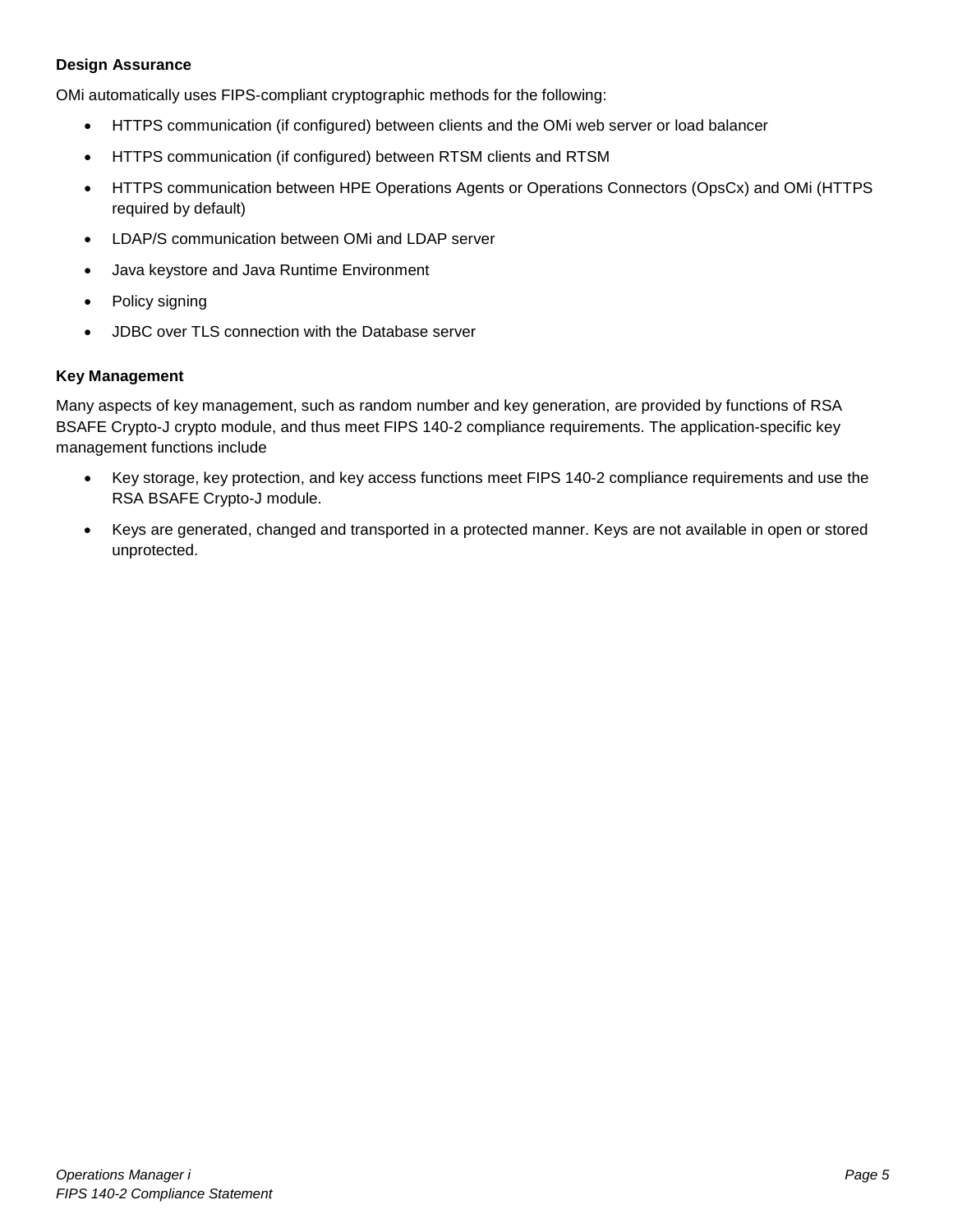**Design Assurance**

OMi automatically uses FIPS-compliant cryptographic methods for the following:

- HTTPS communication (if configured) between clients and the OMi web server or load balancer
- HTTPS communication (if configured) between RTSM clients and RTSM
- HTTPS communication between HPE Operations Agents or Operations Connectors (OpsCx) and OMi (HTTPS required by default)
- LDAP/S communication between OMi and LDAP server
- Java keystore and Java Runtime Environment
- Policy signing
- JDBC over TLS connection with the Database server

**Key Management**

Many aspects of key management, such as random number and key generation, are provided by functions of RSA BSAFE Crypto-J crypto module, and thus meet FIPS 140-2 compliance requirements. The application-specific key management functions include

- Key storage, key protection, and key access functions meet FIPS 140-2 compliance requirements and use the RSA BSAFE Crypto-J module.
- Keys are generated, changed and transported in a protected manner. Keys are not available in open or stored unprotected.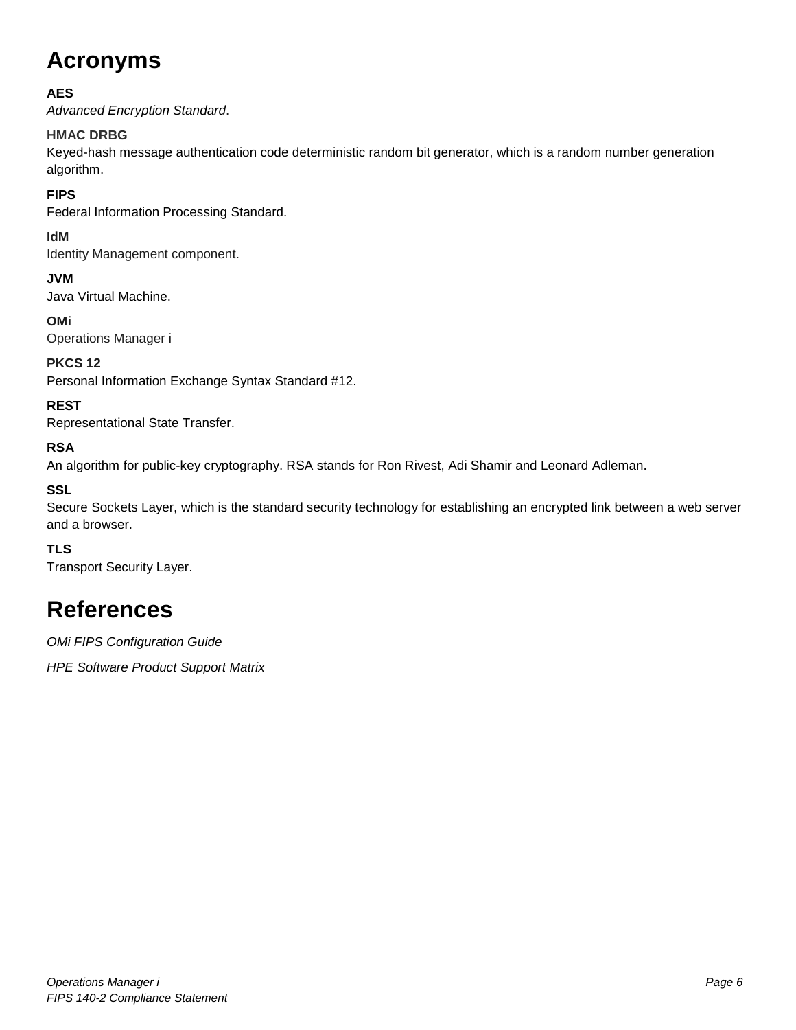# Acronyms

**AES**

*Advanced Encryption Standard*.

**HMAC DRBG**

Keyed-hash message authentication code deterministic random bit generator, which is a random number generation algorithm.

**FIPS**

Federal Information Processing Standard.

**IdM**

Identity Management component.

**JVM**

Java Virtual Machine.

**OMi**

Operations Manager i

**PKCS 12**

Personal Information Exchange Syntax Standard #12.

**REST**

Representational State Transfer.

**RSA**

An algorithm for public-key cryptography. RSA stands for Ron Rivest, Adi Shamir and Leonard Adleman.

**SSL**

Secure Sockets Layer, which is the standard security technology for establishing an encrypted link between a web server and a browser.

**TLS**

Transport Security Layer.

# References

*OMi FIPS Configuration Guide*

*HPE Software Product Support Matrix*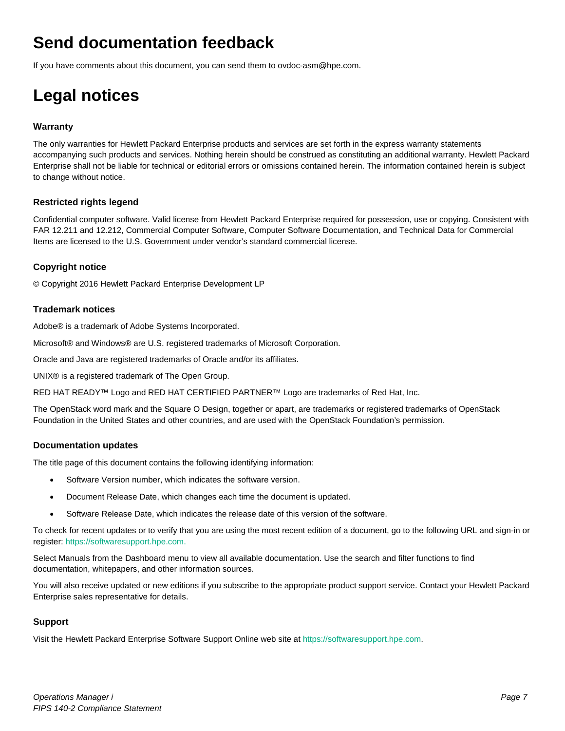# Send documentation feedback

If you have comments about this document, you can send them to ovdoc-asm@hpe.com.

# Legal notices

### Warranty

The only warranties for Hewlett Packard Enterprise products and services are set forth in the express warranty statements accompanying such products and services. Nothing herein should be construed as constituting an additional warranty. Hewlett Packard Enterprise shall not be liable for technical or editorial errors or omissions contained herein. The information contained herein is subject to change without notice.

### Restricted rights legend

Confidential computer software. Valid license from Hewlett Packard Enterprise required for possession, use or copying. Consistent with FAR 12.211 and 12.212, Commercial Computer Software, Computer Software Documentation, and Technical Data for Commercial Items are licensed to the U.S. Government under vendor's standard commercial license.

### Copyright notice

© Copyright 2016 Hewlett Packard Enterprise Development LP

### Trademark notices

Adobe® is a trademark of Adobe Systems Incorporated.

Microsoft® and Windows® are U.S. registered trademarks of Microsoft Corporation.

Oracle and Java are registered trademarks of Oracle and/or its affiliates.

UNIX® is a registered trademark of The Open Group.

RED HAT READY™ Logo and RED HAT CERTIFIED PARTNER™ Logo are trademarks of Red Hat, Inc.

The OpenStack word mark and the Square O Design, together or apart, are trademarks or registered trademarks of OpenStack Foundation in the United States and other countries, and are used with the OpenStack Foundation's permission.

### Documentation updates

The title page of this document contains the following identifying information:

- Software Version number, which indicates the software version.
- Document Release Date, which changes each time the document is updated.
- Software Release Date, which indicates the release date of this version of the software.

To check for recent updates or to verify that you are using the most recent edition of a document, go to the following URL and sign-in or register: https://softwaresupport.hpe.com.

Select Manuals from the Dashboard menu to view all available documentation. Use the search and filter functions to find documentation, whitepapers, and other information sources.

You will also receive updated or new editions if you subscribe to the appropriate product support service. Contact your Hewlett Packard Enterprise sales representative for details.

### Support

Visit the Hewlett Packard Enterprise Software Support Online web site at https://softwaresupport.hpe.com.